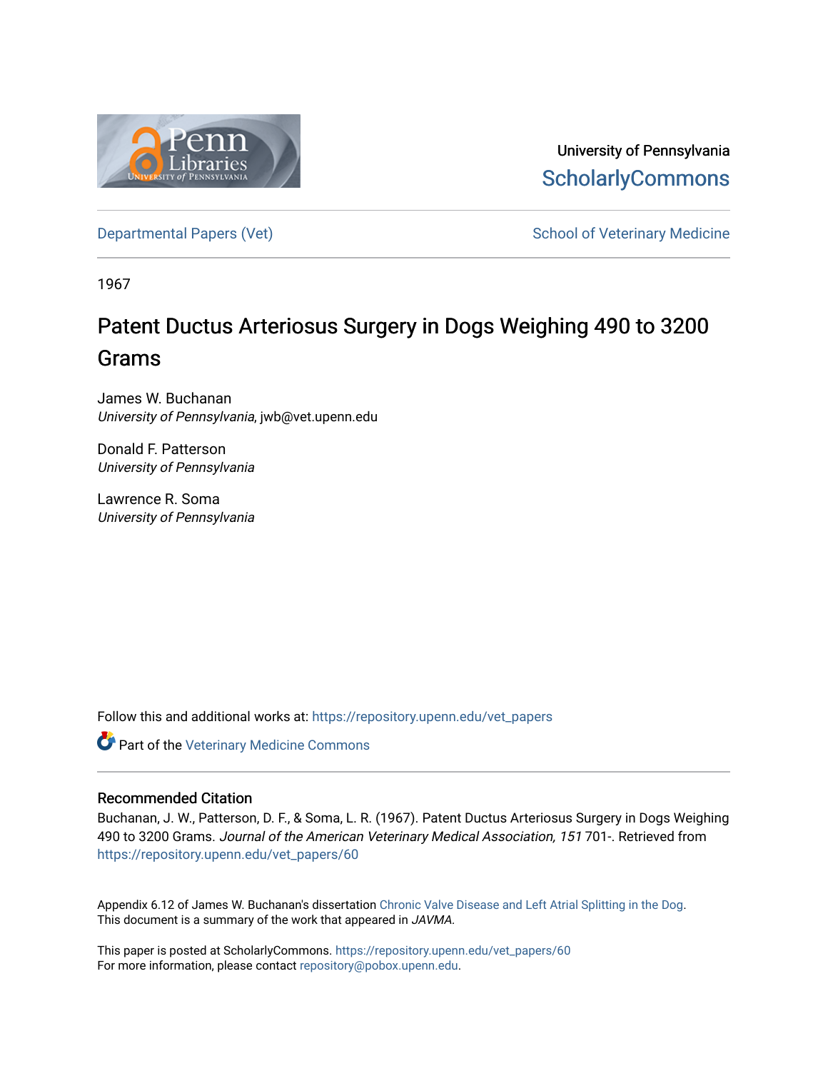University of Pennsylvania
ScholarlyCommons

Departmental Papers (Vet) | School of Veterinary Medicine

1967

# Patent Ductus Arteriosus Surgery in Dogs Weighing 490 to 3200 Grams

James W. Buchanan
*University of Pennsylvania*, jwb@vet.upenn.edu

Donald F. Patterson
*University of Pennsylvania*

Lawrence R. Soma
*University of Pennsylvania*

Follow this and additional works at: https://repository.upenn.edu/vet_papers

Part of the Veterinary Medicine Commons

## Recommended Citation

Buchanan, J. W., Patterson, D. F., & Soma, L. R. (1967). Patent Ductus Arteriosus Surgery in Dogs Weighing 490 to 3200 Grams. *Journal of the American Veterinary Medical Association, 151* 701-. Retrieved from https://repository.upenn.edu/vet_papers/60

Appendix 6.12 of James W. Buchanan's dissertation Chronic Valve Disease and Left Atrial Splitting in the Dog.
This document is a summary of the work that appeared in *JAVMA.*

This paper is posted at ScholarlyCommons. https://repository.upenn.edu/vet_papers/60
For more information, please contact repository@pobox.upenn.edu.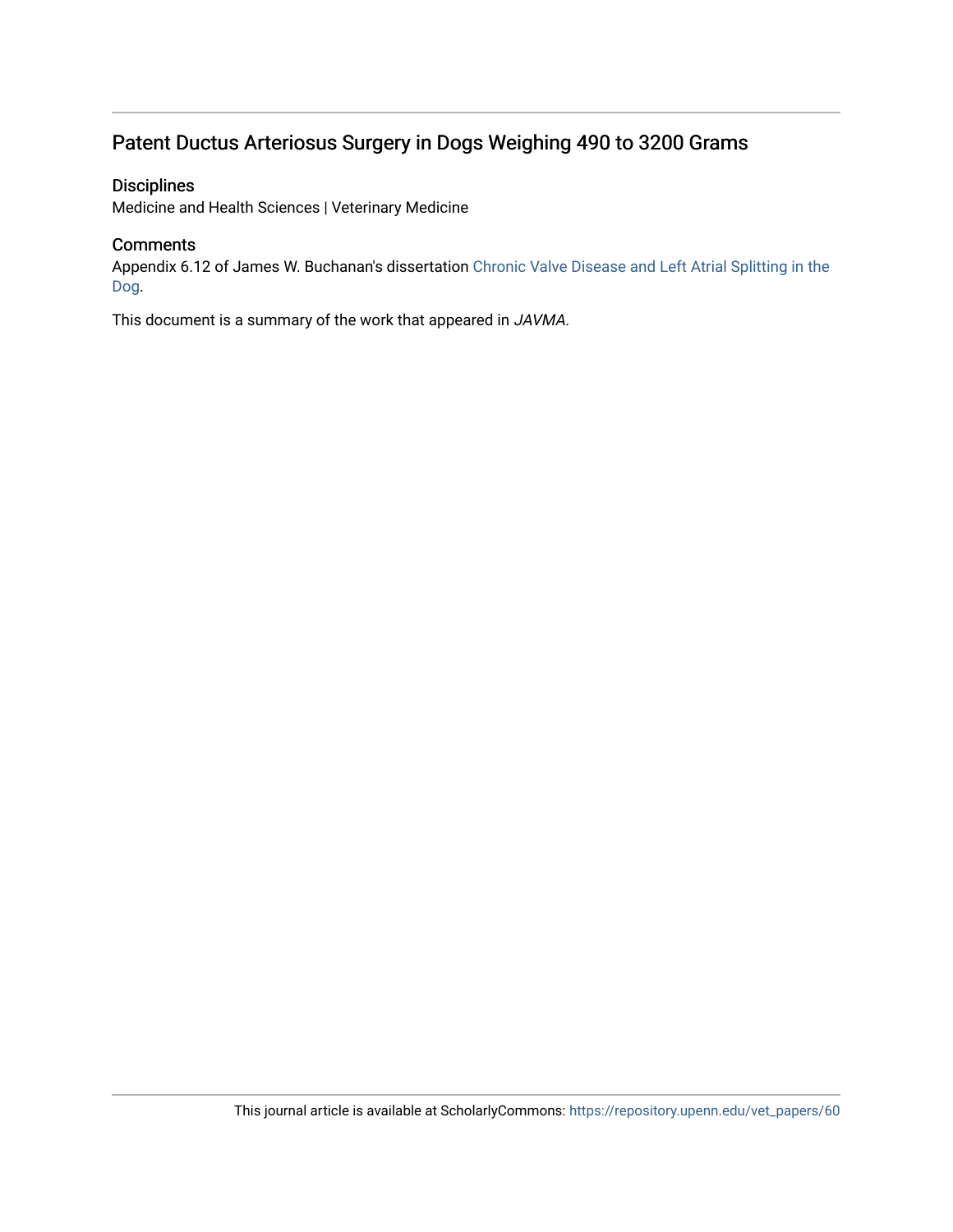## Patent Ductus Arteriosus Surgery in Dogs Weighing 490 to 3200 Grams

### Disciplines

Medicine and Health Sciences | Veterinary Medicine

### Comments

Appendix 6.12 of James W. Buchanan's dissertation Chronic Valve Disease and Left Atrial Splitting in the Dog.

This document is a summary of the work that appeared in *JAVMA.*

This journal article is available at ScholarlyCommons: https://repository.upenn.edu/vet_papers/60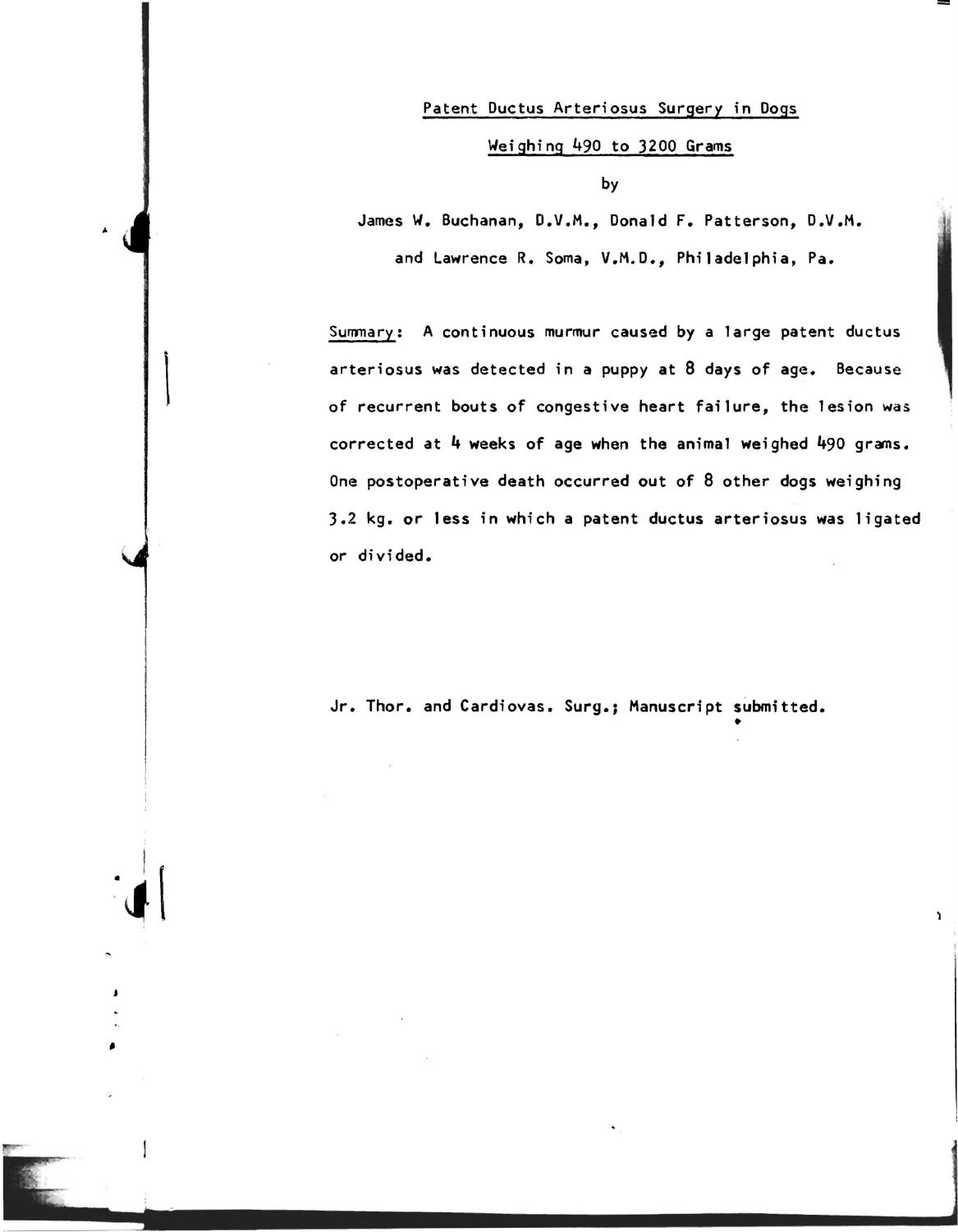# Patent Ductus Arteriosus Surgery in Dogs Weighing 490 to 3200 Grams

by

James W. Buchanan, D.V.M., Donald F. Patterson, D.V.M. and Lawrence R. Soma, V.M.D., Philadelphia, Pa.

Summary: A continuous murmur caused by a large patent ductus arteriosus was detected in a puppy at 8 days of age. Because of recurrent bouts of congestive heart failure, the lesion was corrected at 4 weeks of age when the animal weighed 490 grams. One postoperative death occurred out of 8 other dogs weighing 3.2 kg. or less in which a patent ductus arteriosus was ligated or divided.

Jr. Thor. and Cardiovas. Surg.; Manuscript submitted.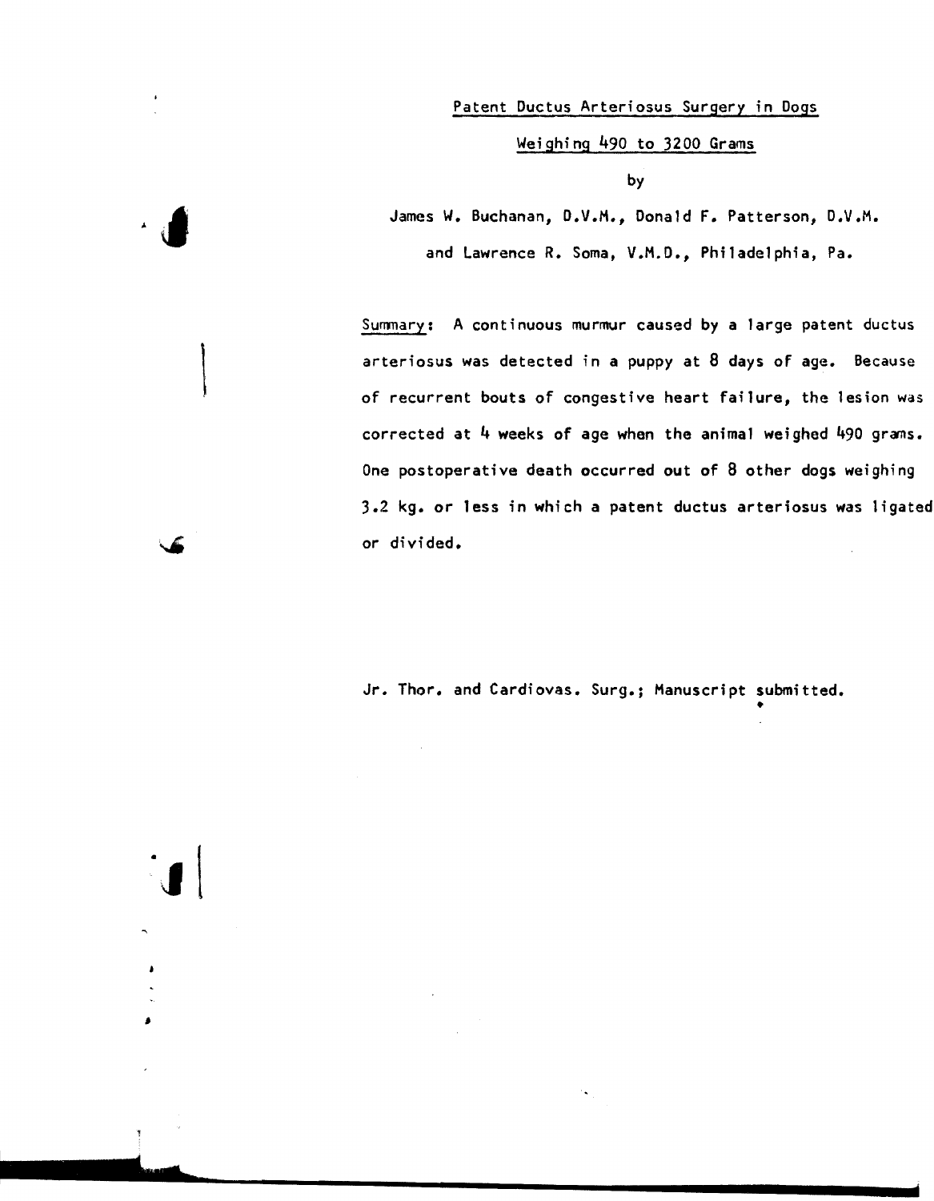## Patent Ductus Arteriosus Surgery in Dogs

## Weighing 490 to 3200 Grams

by

James W. Buchanan, D.V.M., Donald F. Patterson, D.V.M.
and Lawrence R. Soma, V.M.D., Philadelphia, Pa.

Summary: A continuous murmur caused by a large patent ductus arteriosus was detected in a puppy at 8 days of age. Because of recurrent bouts of congestive heart failure, the lesion was corrected at 4 weeks of age when the animal weighed 490 grams. One postoperative death occurred out of 8 other dogs weighing 3.2 kg. or less in which a patent ductus arteriosus was ligated or divided.

Jr. Thor. and Cardiovas. Surg.; Manuscript submitted.